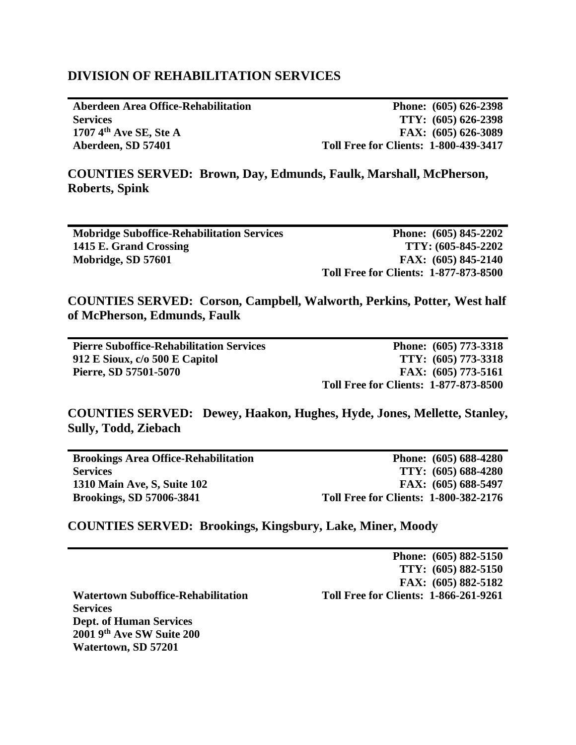## DIVISION OF REHABILITATION SERVICES

---

**Aberdeen Area Office-Rehabilitation Services**
**1707 4th Ave SE, Ste A**
**Aberdeen, SD 57401**

**Phone: (605) 626-2398**
**TTY: (605) 626-2398**
**FAX: (605) 626-3089**
**Toll Free for Clients: 1-800-439-3417**

### COUNTIES SERVED: Brown, Day, Edmunds, Faulk, Marshall, McPherson, Roberts, Spink

---

**Mobridge Suboffice-Rehabilitation Services**
**1415 E. Grand Crossing**
**Mobridge, SD 57601**

**Phone: (605) 845-2202**
**TTY: (605-845-2202**
**FAX: (605) 845-2140**
**Toll Free for Clients: 1-877-873-8500**

### COUNTIES SERVED: Corson, Campbell, Walworth, Perkins, Potter, West half of McPherson, Edmunds, Faulk

---

**Pierre Suboffice-Rehabilitation Services**
**912 E Sioux, c/o 500 E Capitol**
**Pierre, SD 57501-5070**

**Phone: (605) 773-3318**
**TTY: (605) 773-3318**
**FAX: (605) 773-5161**
**Toll Free for Clients: 1-877-873-8500**

### COUNTIES SERVED: Dewey, Haakon, Hughes, Hyde, Jones, Mellette, Stanley, Sully, Todd, Ziebach

---

**Brookings Area Office-Rehabilitation Services**
**1310 Main Ave, S, Suite 102**
**Brookings, SD 57006-3841**

**Phone: (605) 688-4280**
**TTY: (605) 688-4280**
**FAX: (605) 688-5497**
**Toll Free for Clients: 1-800-382-2176**

### COUNTIES SERVED: Brookings, Kingsbury, Lake, Miner, Moody

---

**Watertown Suboffice-Rehabilitation Services**
**Dept. of Human Services**
**2001 9th Ave SW Suite 200**
**Watertown, SD 57201**

**Phone: (605) 882-5150**
**TTY: (605) 882-5150**
**FAX: (605) 882-5182**
**Toll Free for Clients: 1-866-261-9261**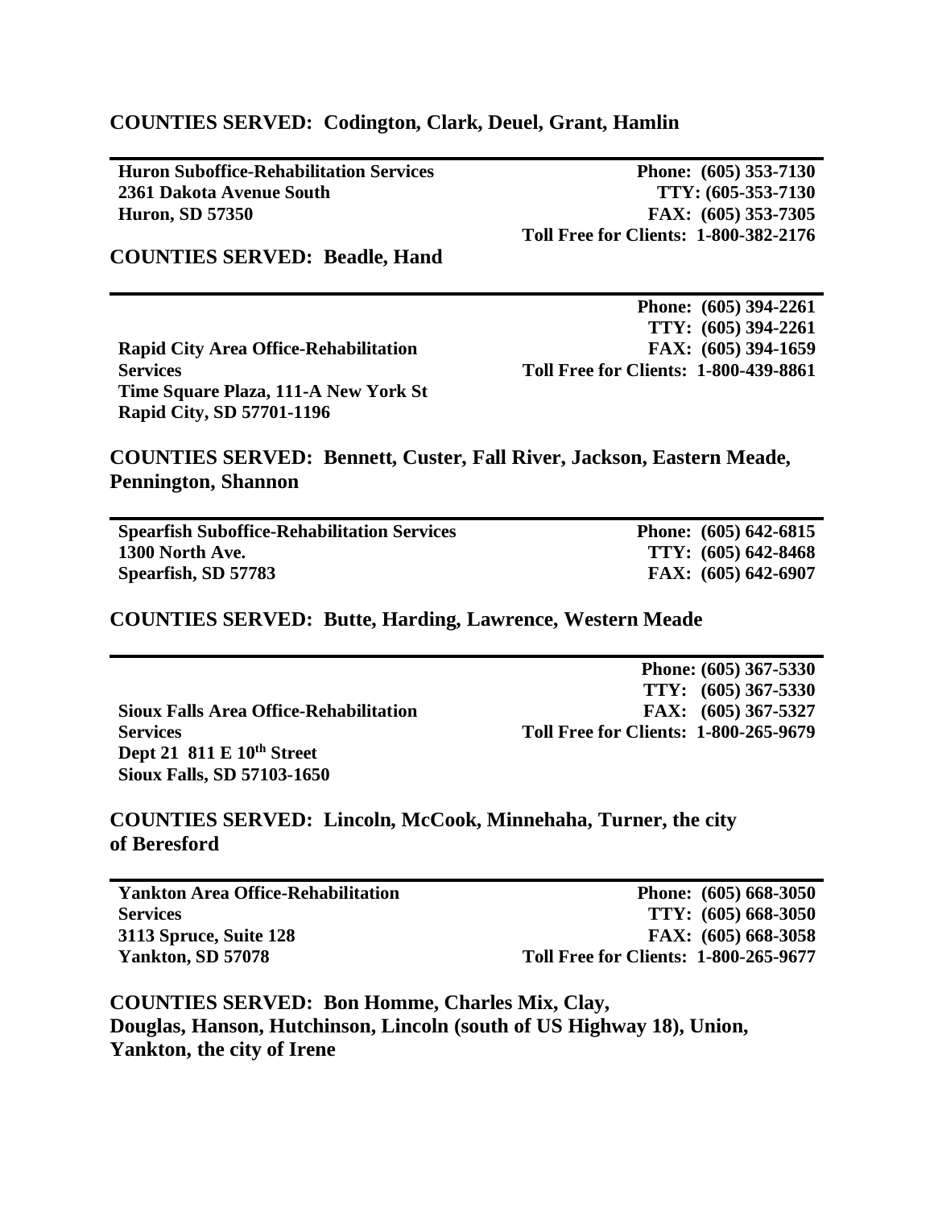**COUNTIES SERVED: Codington, Clark, Deuel, Grant, Hamlin**

---

**Huron Suboffice-Rehabilitation Services**
**2361 Dakota Avenue South**
**Huron, SD 57350**

**Phone: (605) 353-7130**
**TTY: (605-353-7130**
**FAX: (605) 353-7305**
**Toll Free for Clients: 1-800-382-2176**

**COUNTIES SERVED: Beadle, Hand**

---

**Rapid City Area Office-Rehabilitation Services**
**Time Square Plaza, 111-A New York St**
**Rapid City, SD 57701-1196**

**Phone: (605) 394-2261**
**TTY: (605) 394-2261**
**FAX: (605) 394-1659**
**Toll Free for Clients: 1-800-439-8861**

**COUNTIES SERVED: Bennett, Custer, Fall River, Jackson, Eastern Meade, Pennington, Shannon**

---

**Spearfish Suboffice-Rehabilitation Services**
**1300 North Ave.**
**Spearfish, SD 57783**

**Phone: (605) 642-6815**
**TTY: (605) 642-8468**
**FAX: (605) 642-6907**

**COUNTIES SERVED: Butte, Harding, Lawrence, Western Meade**

---

**Sioux Falls Area Office-Rehabilitation Services**
**Dept 21 811 E 10th Street**
**Sioux Falls, SD 57103-1650**

**Phone: (605) 367-5330**
**TTY: (605) 367-5330**
**FAX: (605) 367-5327**
**Toll Free for Clients: 1-800-265-9679**

**COUNTIES SERVED: Lincoln, McCook, Minnehaha, Turner, the city of Beresford**

---

**Yankton Area Office-Rehabilitation Services**
**3113 Spruce, Suite 128**
**Yankton, SD 57078**

**Phone: (605) 668-3050**
**TTY: (605) 668-3050**
**FAX: (605) 668-3058**
**Toll Free for Clients: 1-800-265-9677**

**COUNTIES SERVED: Bon Homme, Charles Mix, Clay, Douglas, Hanson, Hutchinson, Lincoln (south of US Highway 18), Union, Yankton, the city of Irene**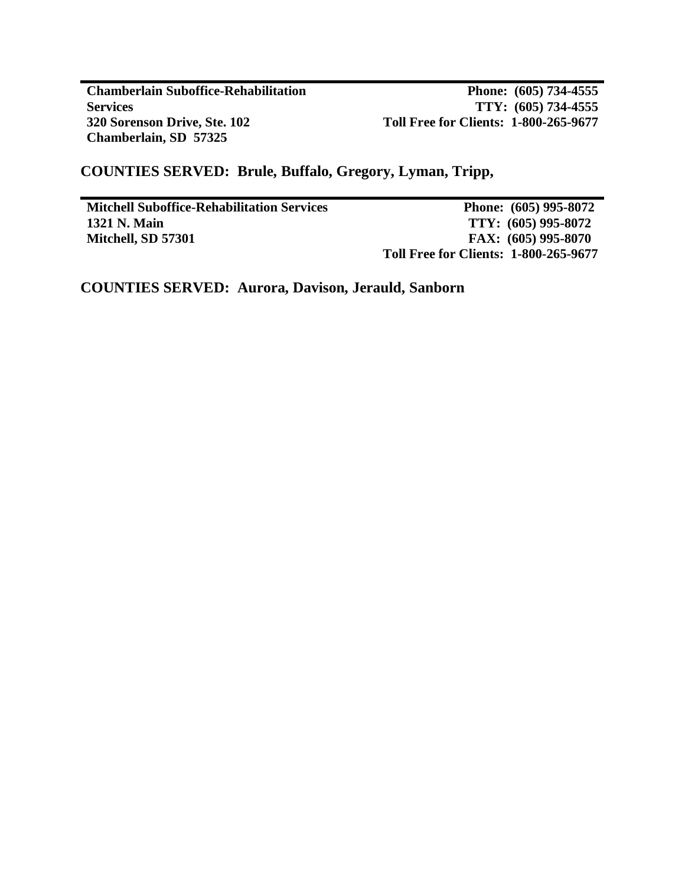---

**Chamberlain Suboffice-Rehabilitation Services**
**320 Sorenson Drive, Ste. 102**
**Chamberlain, SD 57325**

**Phone: (605) 734-4555**
**TTY: (605) 734-4555**
**Toll Free for Clients: 1-800-265-9677**

**COUNTIES SERVED: Brule, Buffalo, Gregory, Lyman, Tripp,**

---

**Mitchell Suboffice-Rehabilitation Services**
**1321 N. Main**
**Mitchell, SD 57301**

**Phone: (605) 995-8072**
**TTY: (605) 995-8072**
**FAX: (605) 995-8070**
**Toll Free for Clients: 1-800-265-9677**

**COUNTIES SERVED: Aurora, Davison, Jerauld, Sanborn**